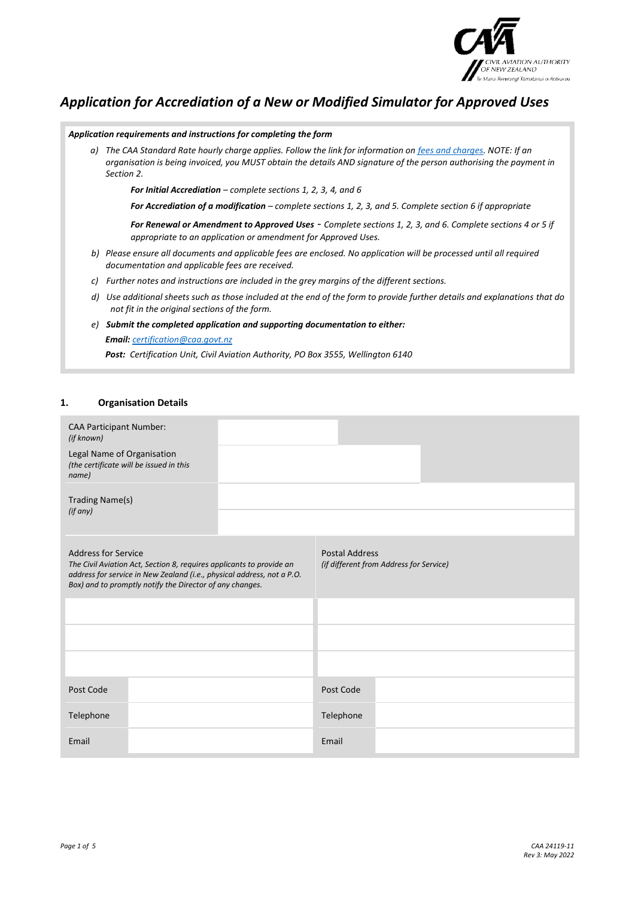# *Application for Accrediation of a New or Modified Simulator for Approved Uses*

***Application requirements and instructions for completing the form***

*a) The CAA Standard Rate hourly charge applies. Follow the link for information on [fees and charges](). NOTE: If an organisation is being invoiced, you MUST obtain the details AND signature of the person authorising the payment in Section 2.*

> ***For Initial Accrediation*** *– complete sections 1, 2, 3, 4, and 6*
>
> ***For Accrediation of a modification*** *– complete sections 1, 2, 3, and 5. Complete section 6 if appropriate*
>
> ***For Renewal or Amendment to Approved Uses*** *- Complete sections 1, 2, 3, and 6. Complete sections 4 or 5 if appropriate to an application or amendment for Approved Uses.*

*b) Please ensure all documents and applicable fees are enclosed. No application will be processed until all required documentation and applicable fees are received.*

*c) Further notes and instructions are included in the grey margins of the different sections.*

*d) Use additional sheets such as those included at the end of the form to provide further details and explanations that do not fit in the original sections of the form.*

***e) Submit the completed application and supporting documentation to either:***

***Email:*** *[certification@caa.govt.nz](mailto:certification@caa.govt.nz)*

***Post:*** *Certification Unit, Civil Aviation Authority, PO Box 3555, Wellington 6140*

## 1. Organisation Details

| | |
|---|---|
| CAA Participant Number: *(if known)* | |
| Legal Name of Organisation *(the certificate will be issued in this name)* | |
| Trading Name(s) *(if any)* | |
| | |

| Address for Service *The Civil Aviation Act, Section 8, requires applicants to provide an address for service in New Zealand (i.e., physical address, not a P.O. Box) and to promptly notify the Director of any changes.* | | Postal Address *(if different from Address for Service)* | |
|---|---|---|---|
| | | | |
| | | | |
| | | | |
| Post Code | | Post Code | |
| Telephone | | Telephone | |
| Email | | Email | |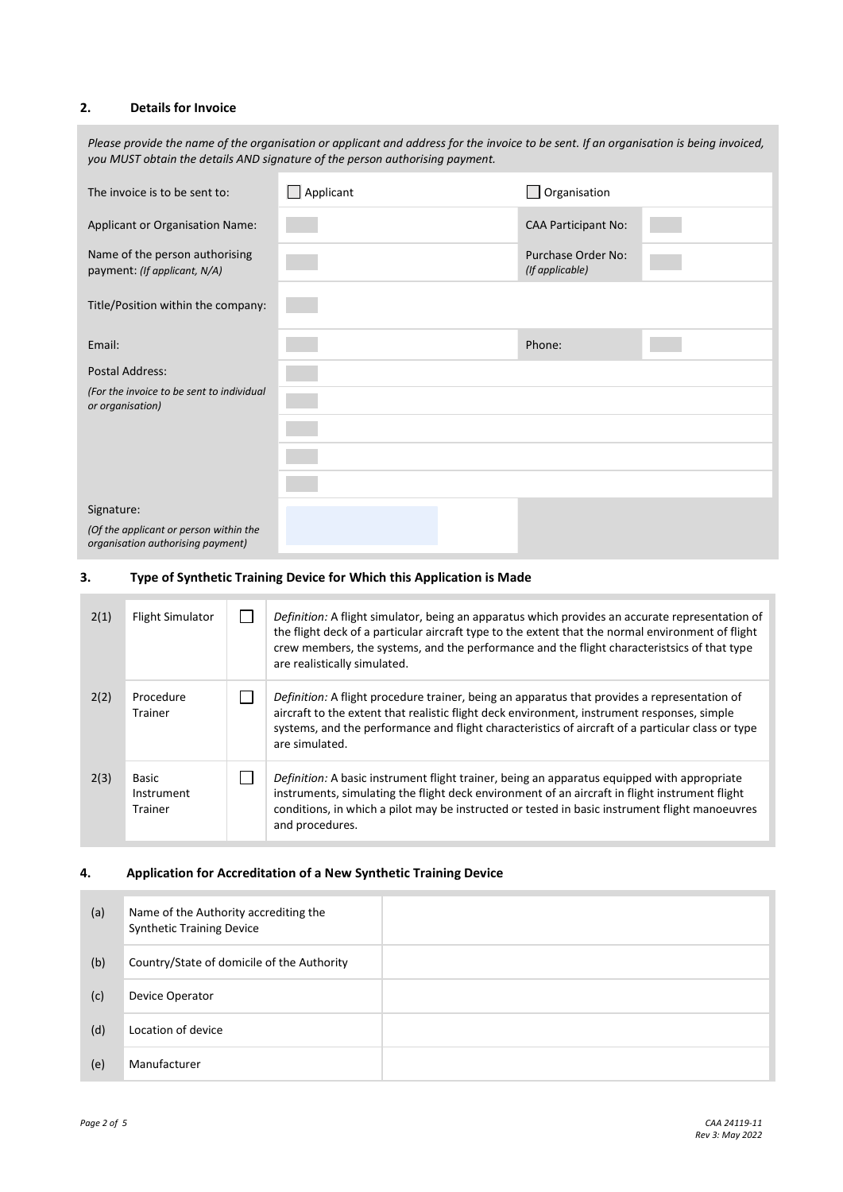## 2. Details for Invoice

*Please provide the name of the organisation or applicant and address for the invoice to be sent. If an organisation is being invoiced, you MUST obtain the details AND signature of the person authorising payment.*

| | | | |
|---|---|---|---|
| The invoice is to be sent to: | ☐ Applicant | ☐ Organisation | |
| Applicant or Organisation Name: | | CAA Participant No: | |
| Name of the person authorising payment: *(If applicant, N/A)* | | Purchase Order No: *(If applicable)* | |
| Title/Position within the company: | | | |
| Email: | | Phone: | |
| Postal Address: *(For the invoice to be sent to individual or organisation)* | | | |
| | | | |
| | | | |
| | | | |
| | | | |
| Signature: *(Of the applicant or person within the organisation authorising payment)* | | | |

## 3. Type of Synthetic Training Device for Which this Application is Made

| | | | |
|---|---|---|---|
| 2(1) | Flight Simulator | ☐ | *Definition:* A flight simulator, being an apparatus which provides an accurate representation of the flight deck of a particular aircraft type to the extent that the normal environment of flight crew members, the systems, and the performance and the flight characteristsics of that type are realistically simulated. |
| 2(2) | Procedure Trainer | ☐ | *Definition:* A flight procedure trainer, being an apparatus that provides a representation of aircraft to the extent that realistic flight deck environment, instrument responses, simple systems, and the performance and flight characteristics of aircraft of a particular class or type are simulated. |
| 2(3) | Basic Instrument Trainer | ☐ | *Definition:* A basic instrument flight trainer, being an apparatus equipped with appropriate instruments, simulating the flight deck environment of an aircraft in flight instrument flight conditions, in which a pilot may be instructed or tested in basic instrument flight manoeuvres and procedures. |

## 4. Application for Accreditation of a New Synthetic Training Device

| | | |
|---|---|---|
| (a) | Name of the Authority accrediting the Synthetic Training Device | |
| (b) | Country/State of domicile of the Authority | |
| (c) | Device Operator | |
| (d) | Location of device | |
| (e) | Manufacturer | |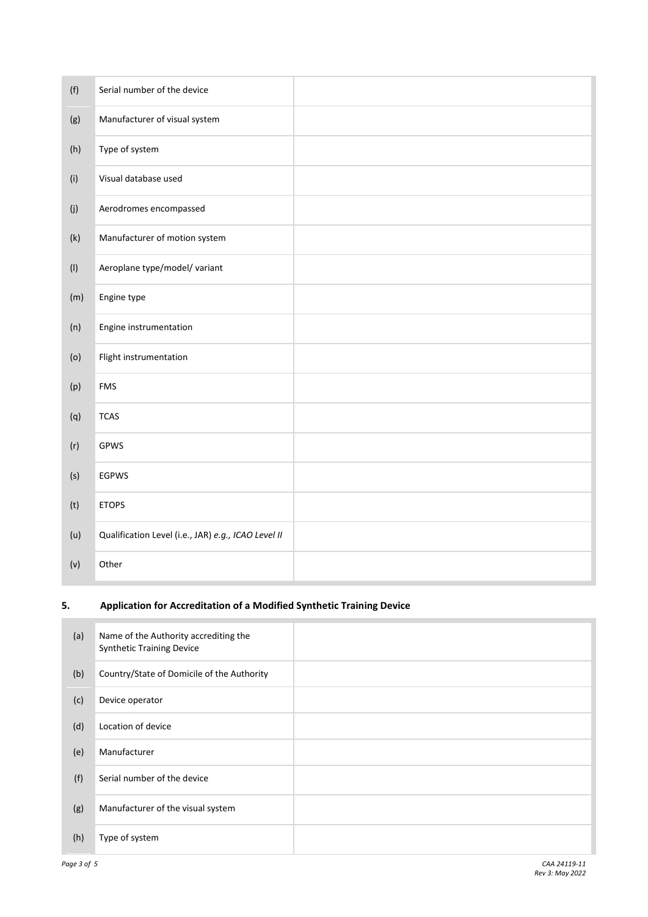| | | |
|---|---|---|
| (f) | Serial number of the device | |
| (g) | Manufacturer of visual system | |
| (h) | Type of system | |
| (i) | Visual database used | |
| (j) | Aerodromes encompassed | |
| (k) | Manufacturer of motion system | |
| (l) | Aeroplane type/model/ variant | |
| (m) | Engine type | |
| (n) | Engine instrumentation | |
| (o) | Flight instrumentation | |
| (p) | FMS | |
| (q) | TCAS | |
| (r) | GPWS | |
| (s) | EGPWS | |
| (t) | ETOPS | |
| (u) | Qualification Level (i.e., JAR) *e.g., ICAO Level II* | |
| (v) | Other | |

## 5. Application for Accreditation of a Modified Synthetic Training Device

| | | |
|---|---|---|
| (a) | Name of the Authority accrediting the Synthetic Training Device | |
| (b) | Country/State of Domicile of the Authority | |
| (c) | Device operator | |
| (d) | Location of device | |
| (e) | Manufacturer | |
| (f) | Serial number of the device | |
| (g) | Manufacturer of the visual system | |
| (h) | Type of system | |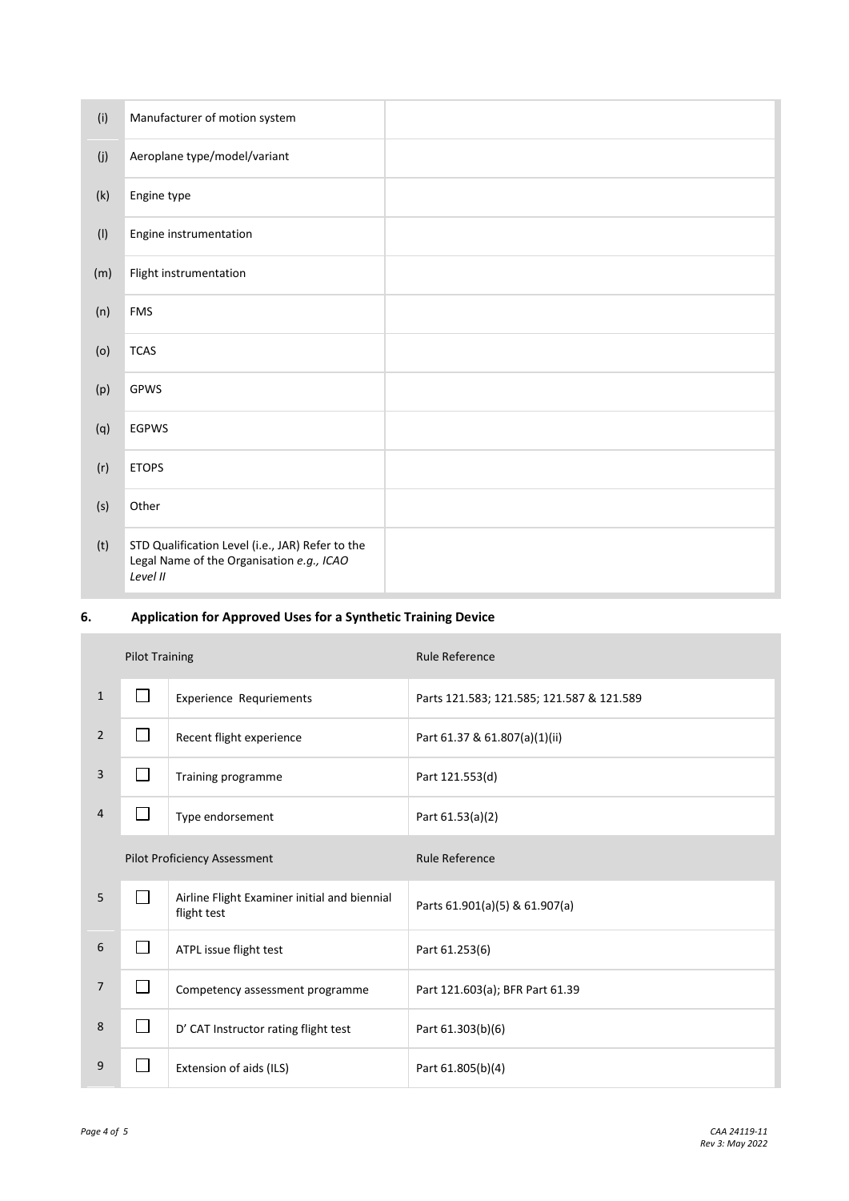| | | |
|---|---|---|
| (i) | Manufacturer of motion system | |
| (j) | Aeroplane type/model/variant | |
| (k) | Engine type | |
| (l) | Engine instrumentation | |
| (m) | Flight instrumentation | |
| (n) | FMS | |
| (o) | TCAS | |
| (p) | GPWS | |
| (q) | EGPWS | |
| (r) | ETOPS | |
| (s) | Other | |
| (t) | STD Qualification Level (i.e., JAR) Refer to the Legal Name of the Organisation *e.g., ICAO Level II* | |

## 6. Application for Approved Uses for a Synthetic Training Device

| | Pilot Training | | Rule Reference |
|---|---|---|---|
| 1 | ☐ | Experience Requriements | Parts 121.583; 121.585; 121.587 & 121.589 |
| 2 | ☐ | Recent flight experience | Part 61.37 & 61.807(a)(1)(ii) |
| 3 | ☐ | Training programme | Part 121.553(d) |
| 4 | ☐ | Type endorsement | Part 61.53(a)(2) |
| | **Pilot Proficiency Assessment** | | **Rule Reference** |
| 5 | ☐ | Airline Flight Examiner initial and biennial flight test | Parts 61.901(a)(5) & 61.907(a) |
| 6 | ☐ | ATPL issue flight test | Part 61.253(6) |
| 7 | ☐ | Competency assessment programme | Part 121.603(a); BFR Part 61.39 |
| 8 | ☐ | D' CAT Instructor rating flight test | Part 61.303(b)(6) |
| 9 | ☐ | Extension of aids (ILS) | Part 61.805(b)(4) |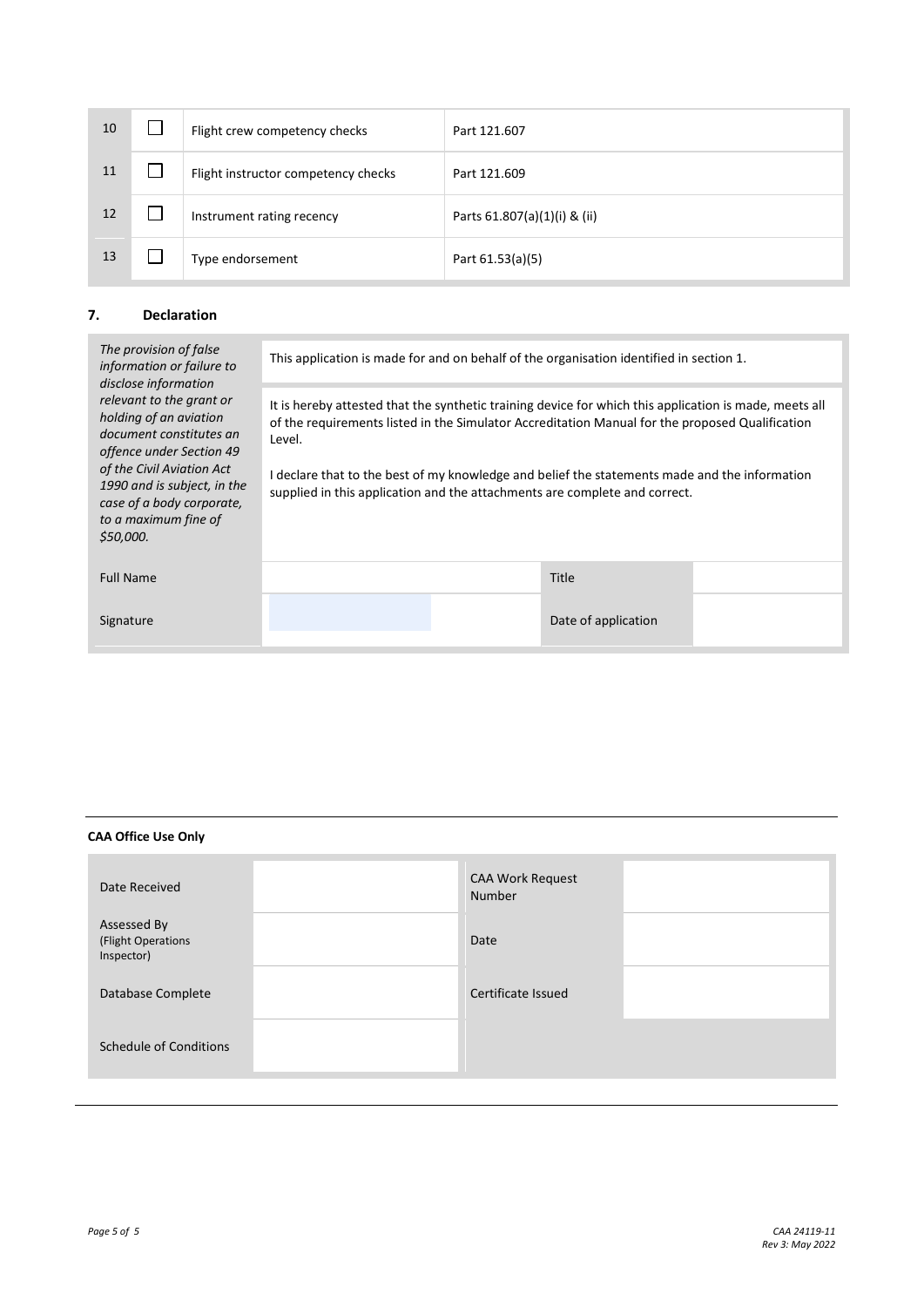| | | | |
|---|---|---|---|
| 10 | ☐ | Flight crew competency checks | Part 121.607 |
| 11 | ☐ | Flight instructor competency checks | Part 121.609 |
| 12 | ☐ | Instrument rating recency | Parts 61.807(a)(1)(i) & (ii) |
| 13 | ☐ | Type endorsement | Part 61.53(a)(5) |

## 7. Declaration

| | | | |
|---|---|---|---|
| *The provision of false information or failure to disclose information relevant to the grant or holding of an aviation document constitutes an offence under Section 49 of the Civil Aviation Act 1990 and is subject, in the case of a body corporate, to a maximum fine of $50,000.* | This application is made for and on behalf of the organisation identified in section 1.<br><br>It is hereby attested that the synthetic training device for which this application is made, meets all of the requirements listed in the Simulator Accreditation Manual for the proposed Qualification Level.<br><br>I declare that to the best of my knowledge and belief the statements made and the information supplied in this application and the attachments are complete and correct. | | |
| Full Name | | Title | |
| Signature | | Date of application | |

**CAA Office Use Only**

| | | | |
|---|---|---|---|
| Date Received | | CAA Work Request Number | |
| Assessed By (Flight Operations Inspector) | | Date | |
| Database Complete | | Certificate Issued | |
| Schedule of Conditions | | | |

CAA 24119-11
Rev 3: May 2022